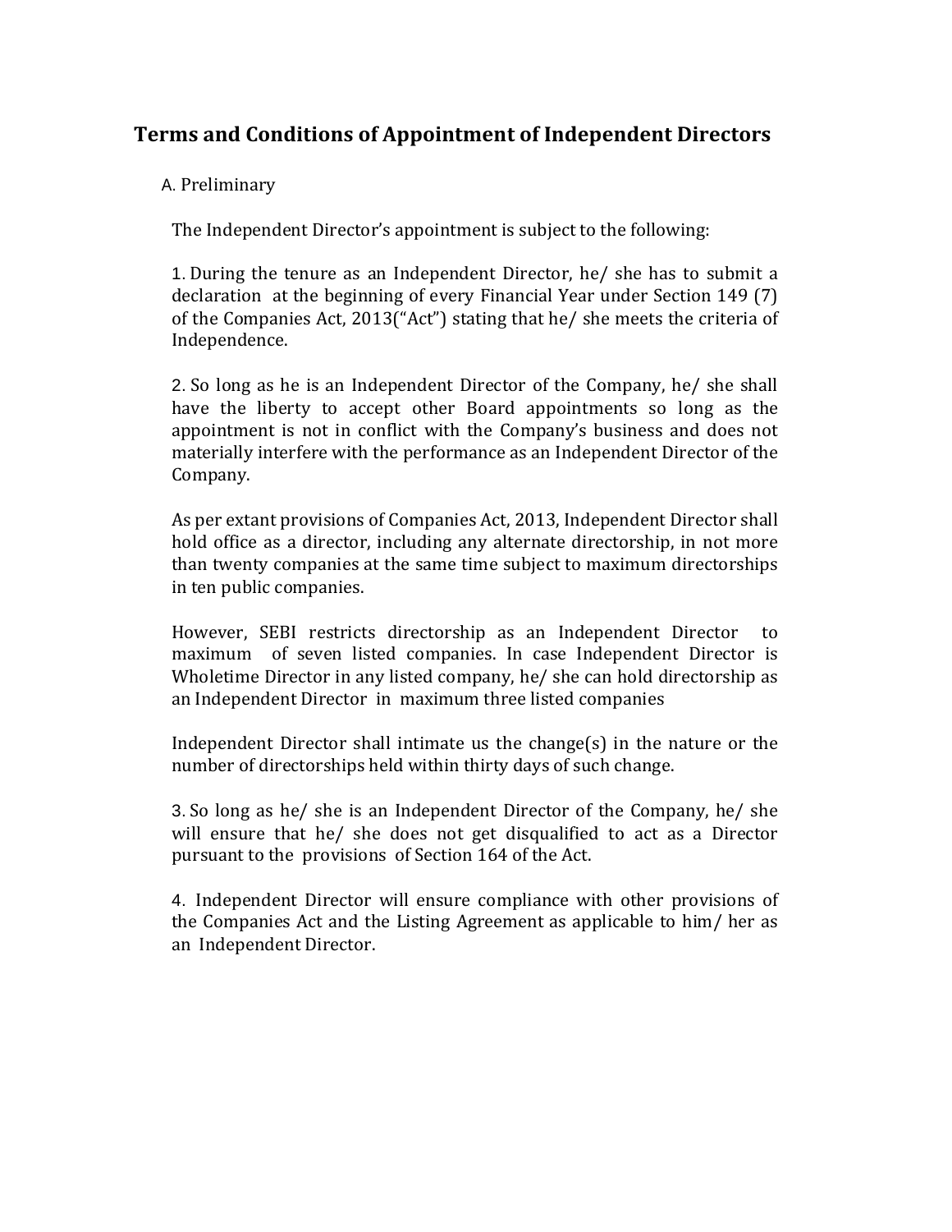# Terms and Conditions of Appointment of Independent Directors

A. Preliminary

The Independent Director's appointment is subject to the following:

1. During the tenure as an Independent Director, he/ she has to submit a declaration at the beginning of every Financial Year under Section 149 (7) of the Companies Act, 2013("Act") stating that he/ she meets the criteria of Independence.

2. So long as he is an Independent Director of the Company, he/ she shall have the liberty to accept other Board appointments so long as the appointment is not in conflict with the Company's business and does not materially interfere with the performance as an Independent Director of the Company.

As per extant provisions of Companies Act, 2013, Independent Director shall hold office as a director, including any alternate directorship, in not more than twenty companies at the same time subject to maximum directorships in ten public companies.

However, SEBI restricts directorship as an Independent Director to maximum of seven listed companies. In case Independent Director is Wholetime Director in any listed company, he/ she can hold directorship as an Independent Director in maximum three listed companies

Independent Director shall intimate us the change(s) in the nature or the number of directorships held within thirty days of such change.

3. So long as he/ she is an Independent Director of the Company, he/ she will ensure that he/ she does not get disqualified to act as a Director pursuant to the provisions of Section 164 of the Act.

4. Independent Director will ensure compliance with other provisions of the Companies Act and the Listing Agreement as applicable to him/ her as an Independent Director.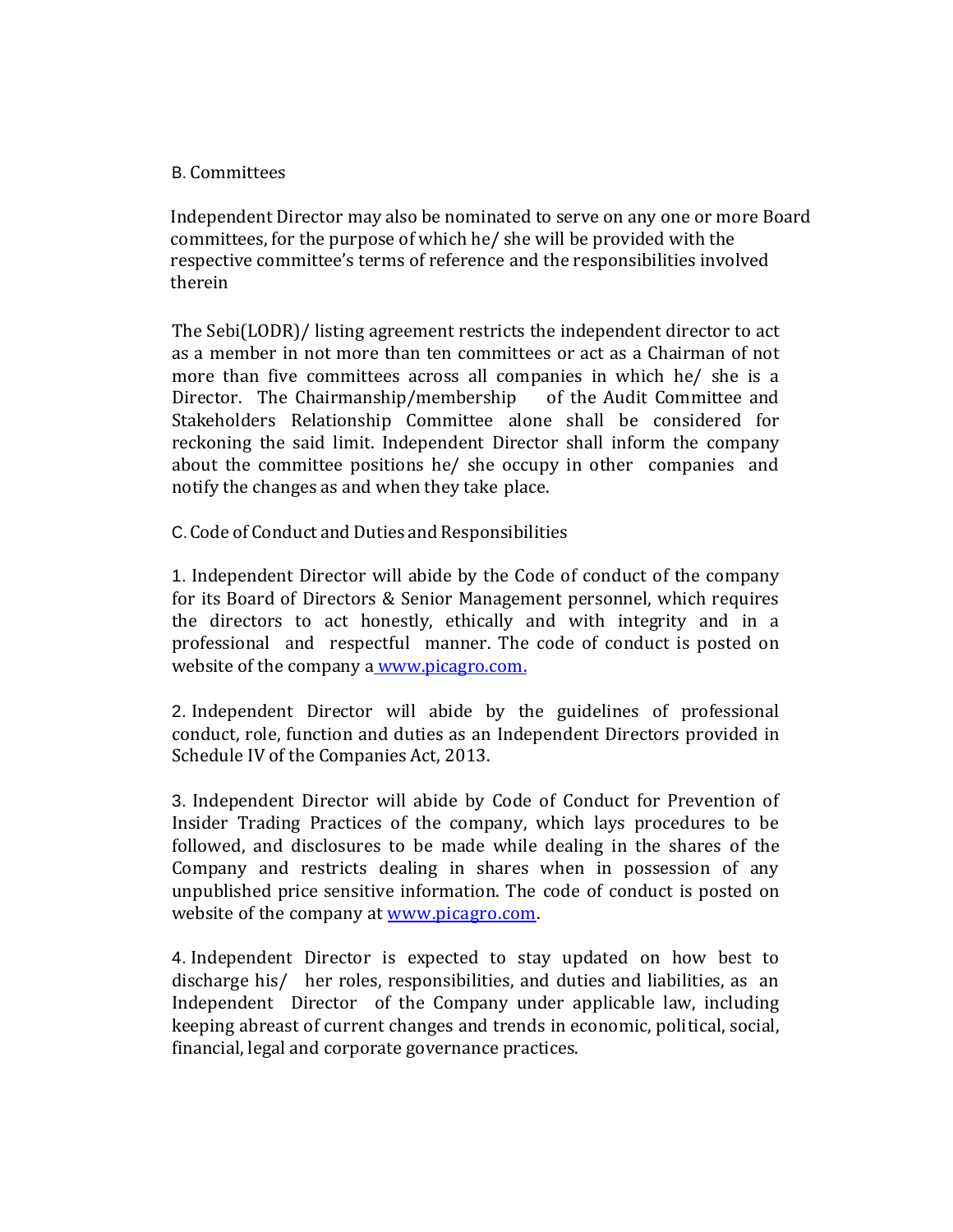## B. Committees

Independent Director may also be nominated to serve on any one or more Board committees, for the purpose of which he/ she will be provided with the respective committee's terms of reference and the responsibilities involved therein

The Sebi(LODR)/ listing agreement restricts the independent director to act as a member in not more than ten committees or act as a Chairman of not more than five committees across all companies in which he/ she is a Director. The Chairmanship/membership of the Audit Committee and Stakeholders Relationship Committee alone shall be considered for reckoning the said limit. Independent Director shall inform the company about the committee positions he/ she occupy in other companies and notify the changes as and when they take place.

## C. Code of Conduct and Duties and Responsibilities

1. Independent Director will abide by the Code of conduct of the company for its Board of Directors & Senior Management personnel, which requires the directors to act honestly, ethically and with integrity and in a professional and respectful manner. The code of conduct is posted on website of the company a www.picagro.com.

2. Independent Director will abide by the guidelines of professional conduct, role, function and duties as an Independent Directors provided in Schedule IV of the Companies Act, 2013.

3. Independent Director will abide by Code of Conduct for Prevention of Insider Trading Practices of the company, which lays procedures to be followed, and disclosures to be made while dealing in the shares of the Company and restricts dealing in shares when in possession of any unpublished price sensitive information. The code of conduct is posted on website of the company at www.picagro.com.

4. Independent Director is expected to stay updated on how best to discharge his/ her roles, responsibilities, and duties and liabilities, as an Independent Director of the Company under applicable law, including keeping abreast of current changes and trends in economic, political, social, financial, legal and corporate governance practices.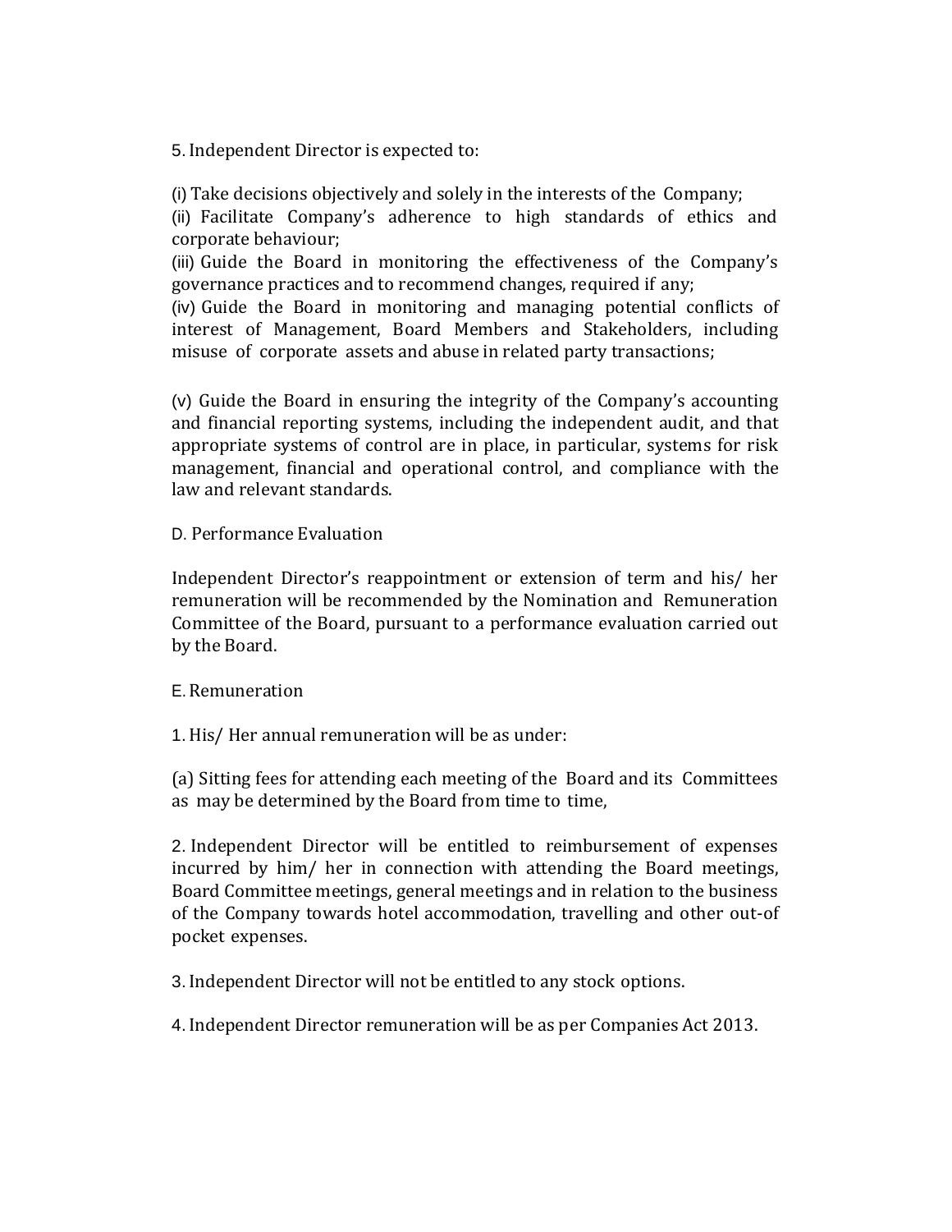5. Independent Director is expected to:

(i) Take decisions objectively and solely in the interests of the Company;
(ii) Facilitate Company's adherence to high standards of ethics and corporate behaviour;
(iii) Guide the Board in monitoring the effectiveness of the Company's governance practices and to recommend changes, required if any;
(iv) Guide the Board in monitoring and managing potential conflicts of interest of Management, Board Members and Stakeholders, including misuse of corporate assets and abuse in related party transactions;

(v) Guide the Board in ensuring the integrity of the Company's accounting and financial reporting systems, including the independent audit, and that appropriate systems of control are in place, in particular, systems for risk management, financial and operational control, and compliance with the law and relevant standards.

D. Performance Evaluation

Independent Director's reappointment or extension of term and his/ her remuneration will be recommended by the Nomination and Remuneration Committee of the Board, pursuant to a performance evaluation carried out by the Board.

E. Remuneration

1. His/ Her annual remuneration will be as under:

(a) Sitting fees for attending each meeting of the Board and its Committees as may be determined by the Board from time to time,

2. Independent Director will be entitled to reimbursement of expenses incurred by him/ her in connection with attending the Board meetings, Board Committee meetings, general meetings and in relation to the business of the Company towards hotel accommodation, travelling and other out-of pocket expenses.

3. Independent Director will not be entitled to any stock options.

4. Independent Director remuneration will be as per Companies Act 2013.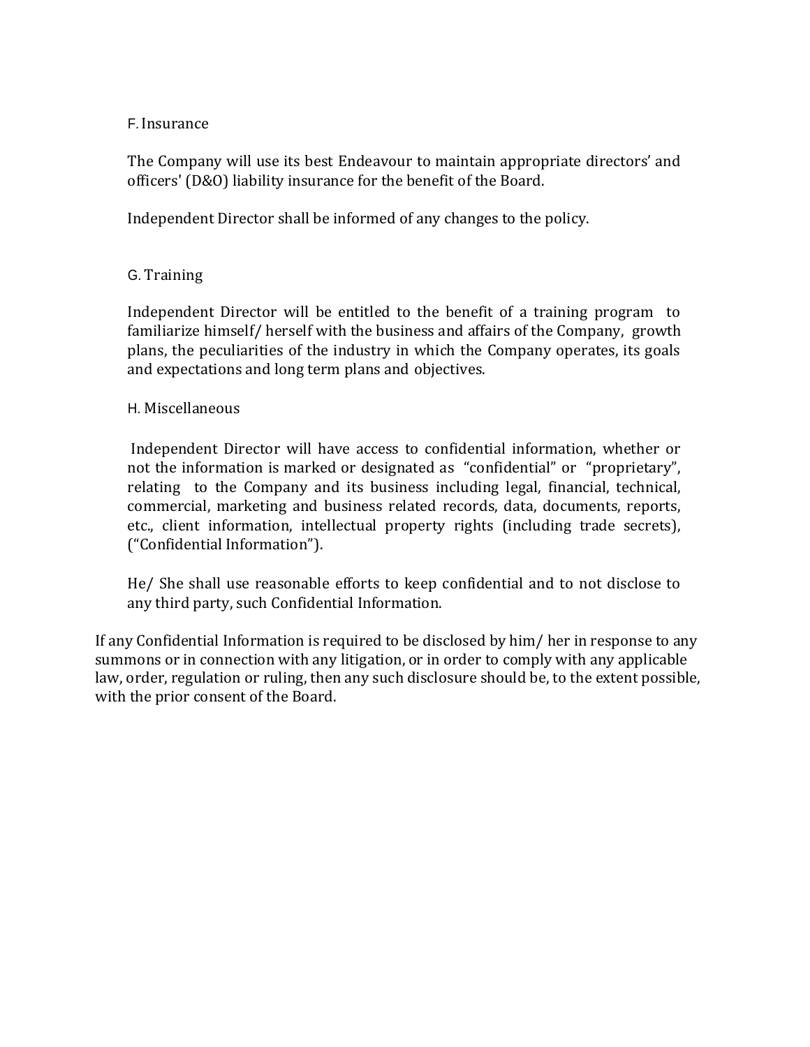### F. Insurance

The Company will use its best Endeavour to maintain appropriate directors' and officers' (D&O) liability insurance for the benefit of the Board.

Independent Director shall be informed of any changes to the policy.

### G. Training

Independent Director will be entitled to the benefit of a training program to familiarize himself/ herself with the business and affairs of the Company, growth plans, the peculiarities of the industry in which the Company operates, its goals and expectations and long term plans and objectives.

### H. Miscellaneous

Independent Director will have access to confidential information, whether or not the information is marked or designated as "confidential" or "proprietary", relating to the Company and its business including legal, financial, technical, commercial, marketing and business related records, data, documents, reports, etc., client information, intellectual property rights (including trade secrets), ("Confidential Information").

He/ She shall use reasonable efforts to keep confidential and to not disclose to any third party, such Confidential Information.

If any Confidential Information is required to be disclosed by him/ her in response to any summons or in connection with any litigation, or in order to comply with any applicable law, order, regulation or ruling, then any such disclosure should be, to the extent possible, with the prior consent of the Board.